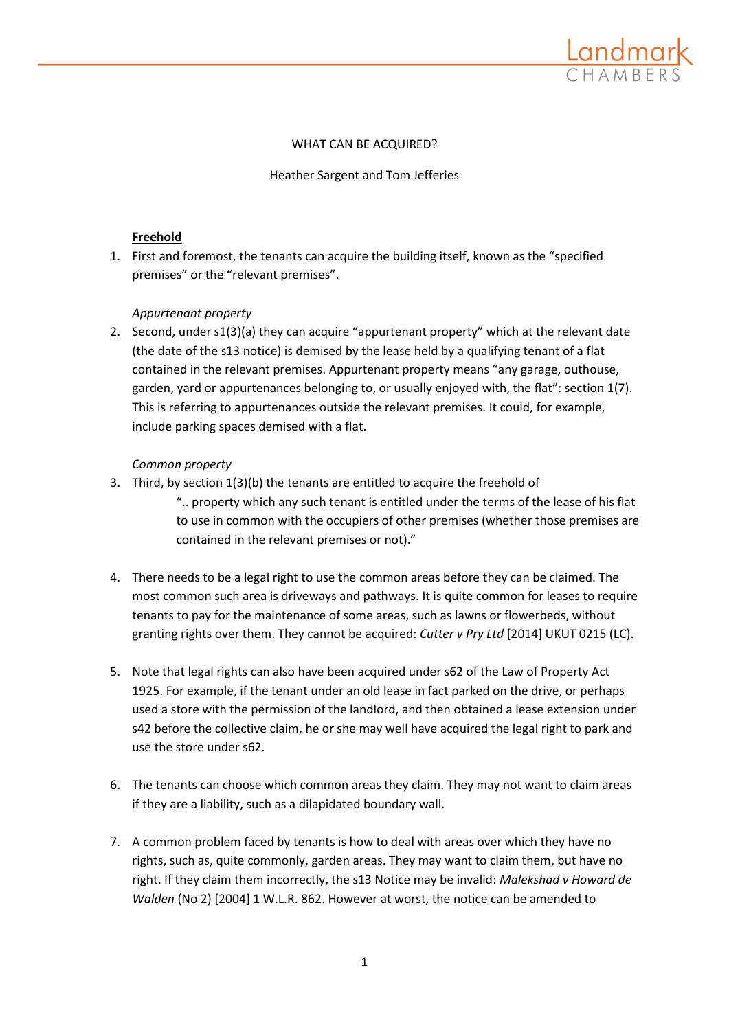WHAT CAN BE ACQUIRED?

Heather Sargent and Tom Jefferies

**Freehold**

1. First and foremost, the tenants can acquire the building itself, known as the "specified premises" or the "relevant premises".

*Appurtenant property*

2. Second, under s1(3)(a) they can acquire "appurtenant property" which at the relevant date (the date of the s13 notice) is demised by the lease held by a qualifying tenant of a flat contained in the relevant premises. Appurtenant property means "any garage, outhouse, garden, yard or appurtenances belonging to, or usually enjoyed with, the flat": section 1(7). This is referring to appurtenances outside the relevant premises. It could, for example, include parking spaces demised with a flat.

*Common property*

3. Third, by section 1(3)(b) the tenants are entitled to acquire the freehold of

   ".. property which any such tenant is entitled under the terms of the lease of his flat to use in common with the occupiers of other premises (whether those premises are contained in the relevant premises or not)."

4. There needs to be a legal right to use the common areas before they can be claimed. The most common such area is driveways and pathways. It is quite common for leases to require tenants to pay for the maintenance of some areas, such as lawns or flowerbeds, without granting rights over them. They cannot be acquired: *Cutter v Pry Ltd* [2014] UKUT 0215 (LC).

5. Note that legal rights can also have been acquired under s62 of the Law of Property Act 1925. For example, if the tenant under an old lease in fact parked on the drive, or perhaps used a store with the permission of the landlord, and then obtained a lease extension under s42 before the collective claim, he or she may well have acquired the legal right to park and use the store under s62.

6. The tenants can choose which common areas they claim. They may not want to claim areas if they are a liability, such as a dilapidated boundary wall.

7. A common problem faced by tenants is how to deal with areas over which they have no rights, such as, quite commonly, garden areas. They may want to claim them, but have no right. If they claim them incorrectly, the s13 Notice may be invalid: *Malekshad v Howard de Walden* (No 2) [2004] 1 W.L.R. 862. However at worst, the notice can be amended to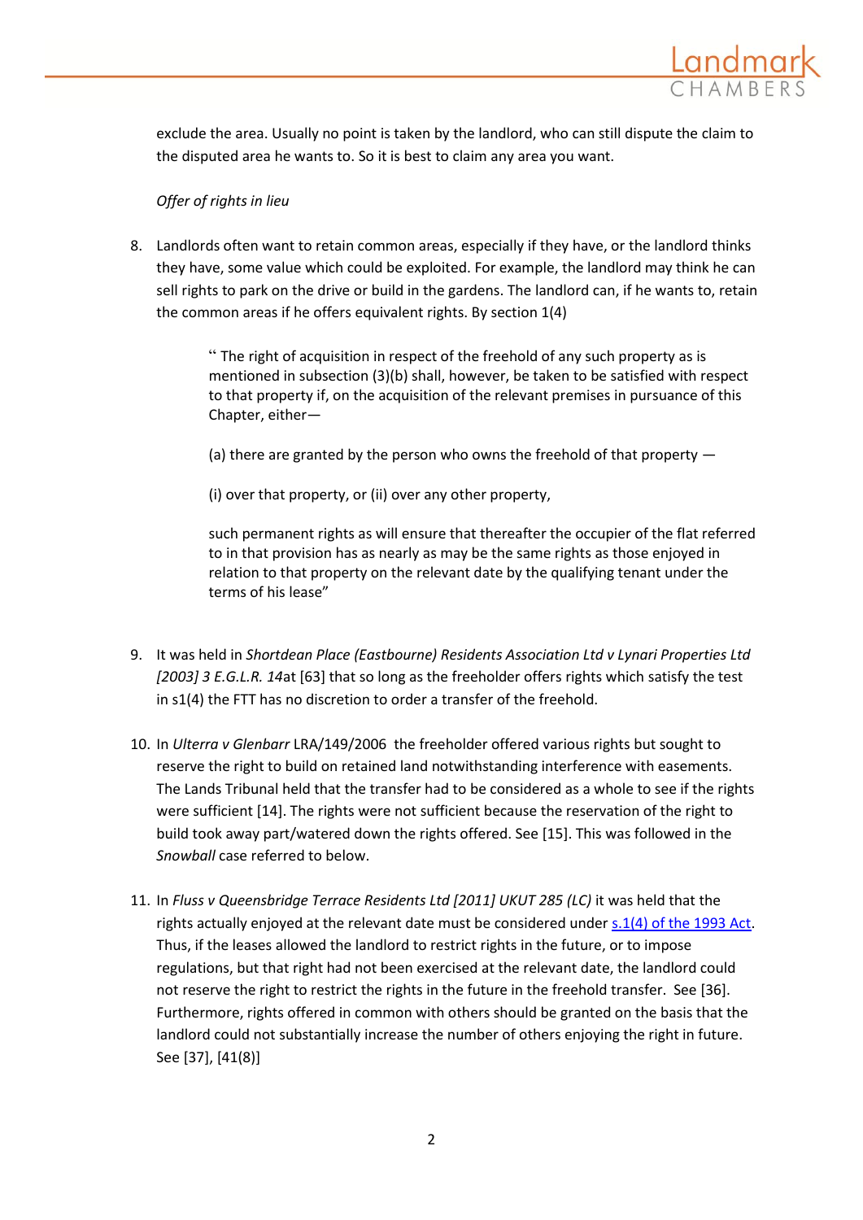exclude the area. Usually no point is taken by the landlord, who can still dispute the claim to the disputed area he wants to. So it is best to claim any area you want.

*Offer of rights in lieu*

8. Landlords often want to retain common areas, especially if they have, or the landlord thinks they have, some value which could be exploited. For example, the landlord may think he can sell rights to park on the drive or build in the gardens. The landlord can, if he wants to, retain the common areas if he offers equivalent rights. By section 1(4)

   > " The right of acquisition in respect of the freehold of any such property as is mentioned in subsection (3)(b) shall, however, be taken to be satisfied with respect to that property if, on the acquisition of the relevant premises in pursuance of this Chapter, either—
   >
   > (a) there are granted by the person who owns the freehold of that property —
   >
   > (i) over that property, or (ii) over any other property,
   >
   > such permanent rights as will ensure that thereafter the occupier of the flat referred to in that provision has as nearly as may be the same rights as those enjoyed in relation to that property on the relevant date by the qualifying tenant under the terms of his lease"

9. It was held in *Shortdean Place (Eastbourne) Residents Association Ltd v Lynari Properties Ltd [2003] 3 E.G.L.R. 14*at [63] that so long as the freeholder offers rights which satisfy the test in s1(4) the FTT has no discretion to order a transfer of the freehold.

10. In *Ulterra v Glenbarr* LRA/149/2006 the freeholder offered various rights but sought to reserve the right to build on retained land notwithstanding interference with easements. The Lands Tribunal held that the transfer had to be considered as a whole to see if the rights were sufficient [14]. The rights were not sufficient because the reservation of the right to build took away part/watered down the rights offered. See [15]. This was followed in the *Snowball* case referred to below.

11. In *Fluss v Queensbridge Terrace Residents Ltd [2011] UKUT 285 (LC)* it was held that the rights actually enjoyed at the relevant date must be considered under s.1(4) of the 1993 Act. Thus, if the leases allowed the landlord to restrict rights in the future, or to impose regulations, but that right had not been exercised at the relevant date, the landlord could not reserve the right to restrict the rights in the future in the freehold transfer. See [36]. Furthermore, rights offered in common with others should be granted on the basis that the landlord could not substantially increase the number of others enjoying the right in future. See [37], [41(8)]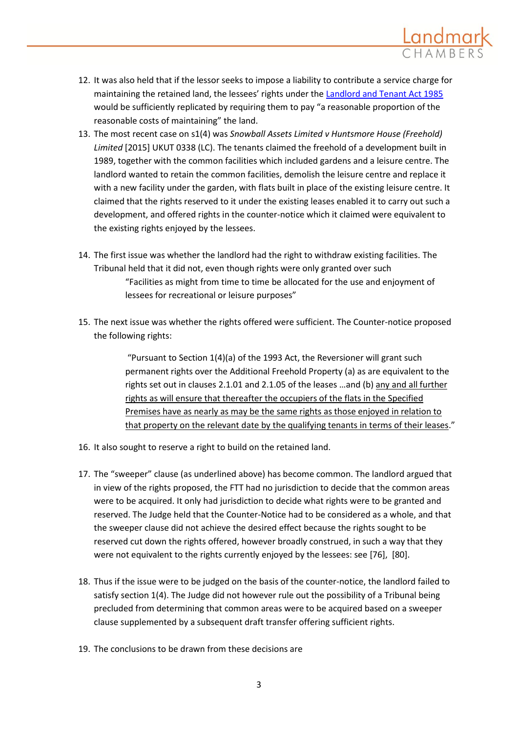12. It was also held that if the lessor seeks to impose a liability to contribute a service charge for maintaining the retained land, the lessees' rights under the Landlord and Tenant Act 1985 would be sufficiently replicated by requiring them to pay "a reasonable proportion of the reasonable costs of maintaining" the land.

13. The most recent case on s1(4) was *Snowball Assets Limited v Huntsmore House (Freehold) Limited* [2015] UKUT 0338 (LC). The tenants claimed the freehold of a development built in 1989, together with the common facilities which included gardens and a leisure centre. The landlord wanted to retain the common facilities, demolish the leisure centre and replace it with a new facility under the garden, with flats built in place of the existing leisure centre. It claimed that the rights reserved to it under the existing leases enabled it to carry out such a development, and offered rights in the counter-notice which it claimed were equivalent to the existing rights enjoyed by the lessees.

14. The first issue was whether the landlord had the right to withdraw existing facilities. The Tribunal held that it did not, even though rights were only granted over such

    > "Facilities as might from time to time be allocated for the use and enjoyment of lessees for recreational or leisure purposes"

15. The next issue was whether the rights offered were sufficient. The Counter-notice proposed the following rights:

    > "Pursuant to Section 1(4)(a) of the 1993 Act, the Reversioner will grant such permanent rights over the Additional Freehold Property (a) as are equivalent to the rights set out in clauses 2.1.01 and 2.1.05 of the leases …and (b) <u>any and all further rights as will ensure that thereafter the occupiers of the flats in the Specified Premises have as nearly as may be the same rights as those enjoyed in relation to that property on the relevant date by the qualifying tenants in terms of their leases</u>."

16. It also sought to reserve a right to build on the retained land.

17. The "sweeper" clause (as underlined above) has become common. The landlord argued that in view of the rights proposed, the FTT had no jurisdiction to decide that the common areas were to be acquired. It only had jurisdiction to decide what rights were to be granted and reserved. The Judge held that the Counter-Notice had to be considered as a whole, and that the sweeper clause did not achieve the desired effect because the rights sought to be reserved cut down the rights offered, however broadly construed, in such a way that they were not equivalent to the rights currently enjoyed by the lessees: see [76], [80].

18. Thus if the issue were to be judged on the basis of the counter-notice, the landlord failed to satisfy section 1(4). The Judge did not however rule out the possibility of a Tribunal being precluded from determining that common areas were to be acquired based on a sweeper clause supplemented by a subsequent draft transfer offering sufficient rights.

19. The conclusions to be drawn from these decisions are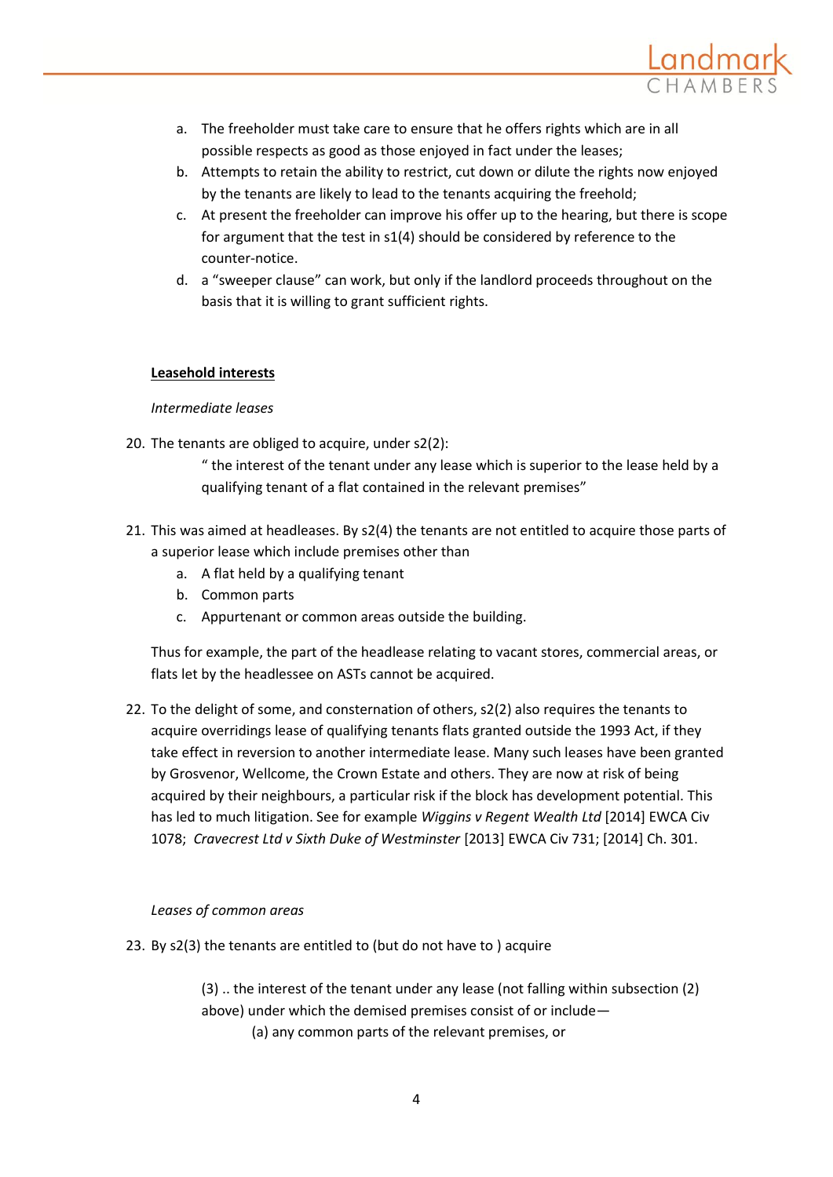a. The freeholder must take care to ensure that he offers rights which are in all possible respects as good as those enjoyed in fact under the leases;
b. Attempts to retain the ability to restrict, cut down or dilute the rights now enjoyed by the tenants are likely to lead to the tenants acquiring the freehold;
c. At present the freeholder can improve his offer up to the hearing, but there is scope for argument that the test in s1(4) should be considered by reference to the counter-notice.
d. a "sweeper clause" can work, but only if the landlord proceeds throughout on the basis that it is willing to grant sufficient rights.

**Leasehold interests**

*Intermediate leases*

20. The tenants are obliged to acquire, under s2(2):

    " the interest of the tenant under any lease which is superior to the lease held by a qualifying tenant of a flat contained in the relevant premises"

21. This was aimed at headleases. By s2(4) the tenants are not entitled to acquire those parts of a superior lease which include premises other than
    a. A flat held by a qualifying tenant
    b. Common parts
    c. Appurtenant or common areas outside the building.

    Thus for example, the part of the headlease relating to vacant stores, commercial areas, or flats let by the headlessee on ASTs cannot be acquired.

22. To the delight of some, and consternation of others, s2(2) also requires the tenants to acquire overridings lease of qualifying tenants flats granted outside the 1993 Act, if they take effect in reversion to another intermediate lease. Many such leases have been granted by Grosvenor, Wellcome, the Crown Estate and others. They are now at risk of being acquired by their neighbours, a particular risk if the block has development potential. This has led to much litigation. See for example *Wiggins v Regent Wealth Ltd* [2014] EWCA Civ 1078; *Cravecrest Ltd v Sixth Duke of Westminster* [2013] EWCA Civ 731; [2014] Ch. 301.

*Leases of common areas*

23. By s2(3) the tenants are entitled to (but do not have to ) acquire

    (3) .. the interest of the tenant under any lease (not falling within subsection (2) above) under which the demised premises consist of or include—

    (a) any common parts of the relevant premises, or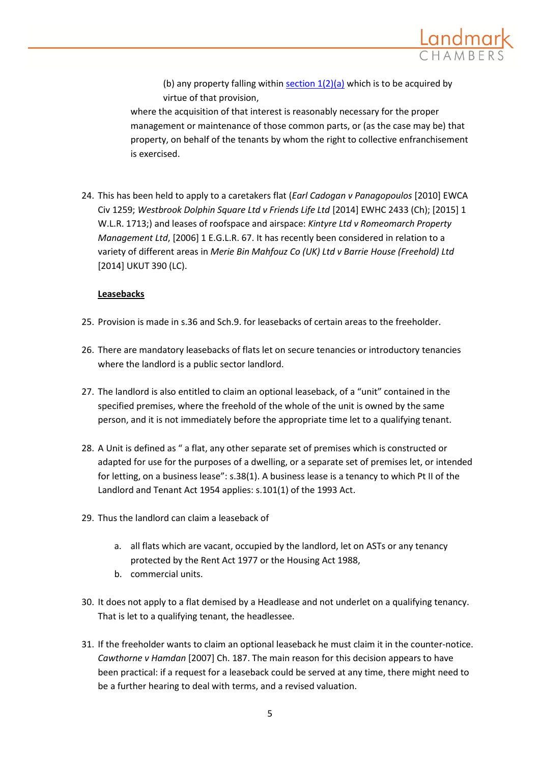(b) any property falling within [section 1(2)(a)] which is to be acquired by virtue of that provision,

where the acquisition of that interest is reasonably necessary for the proper management or maintenance of those common parts, or (as the case may be) that property, on behalf of the tenants by whom the right to collective enfranchisement is exercised.

24. This has been held to apply to a caretakers flat (*Earl Cadogan v Panagopoulos* [2010] EWCA Civ 1259; *Westbrook Dolphin Square Ltd v Friends Life Ltd* [2014] EWHC 2433 (Ch); [2015] 1 W.L.R. 1713;) and leases of roofspace and airspace: *Kintyre Ltd v Romeomarch Property Management Ltd*, [2006] 1 E.G.L.R. 67. It has recently been considered in relation to a variety of different areas in *Merie Bin Mahfouz Co (UK) Ltd v Barrie House (Freehold) Ltd* [2014] UKUT 390 (LC).

**Leasebacks**

25. Provision is made in s.36 and Sch.9. for leasebacks of certain areas to the freeholder.

26. There are mandatory leasebacks of flats let on secure tenancies or introductory tenancies where the landlord is a public sector landlord.

27. The landlord is also entitled to claim an optional leaseback, of a "unit" contained in the specified premises, where the freehold of the whole of the unit is owned by the same person, and it is not immediately before the appropriate time let to a qualifying tenant.

28. A Unit is defined as " a flat, any other separate set of premises which is constructed or adapted for use for the purposes of a dwelling, or a separate set of premises let, or intended for letting, on a business lease": s.38(1). A business lease is a tenancy to which Pt II of the Landlord and Tenant Act 1954 applies: s.101(1) of the 1993 Act.

29. Thus the landlord can claim a leaseback of

    a. all flats which are vacant, occupied by the landlord, let on ASTs or any tenancy protected by the Rent Act 1977 or the Housing Act 1988,
    b. commercial units.

30. It does not apply to a flat demised by a Headlease and not underlet on a qualifying tenancy. That is let to a qualifying tenant, the headlessee.

31. If the freeholder wants to claim an optional leaseback he must claim it in the counter-notice. *Cawthorne v Hamdan* [2007] Ch. 187. The main reason for this decision appears to have been practical: if a request for a leaseback could be served at any time, there might need to be a further hearing to deal with terms, and a revised valuation.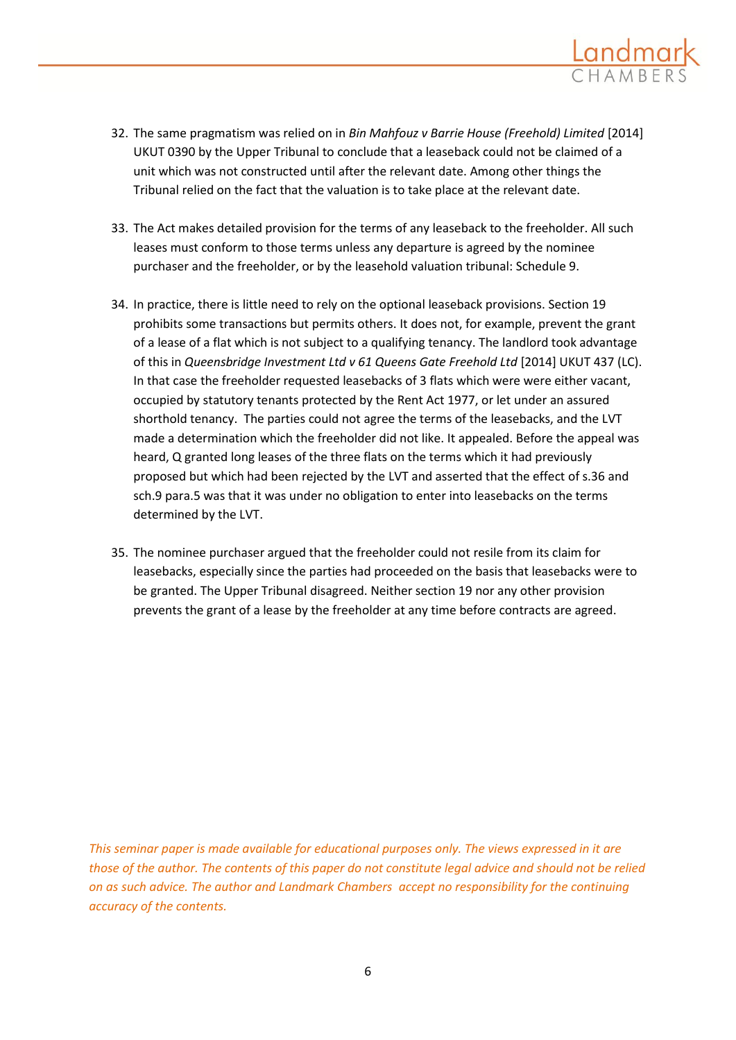32. The same pragmatism was relied on in *Bin Mahfouz v Barrie House (Freehold) Limited* [2014] UKUT 0390 by the Upper Tribunal to conclude that a leaseback could not be claimed of a unit which was not constructed until after the relevant date. Among other things the Tribunal relied on the fact that the valuation is to take place at the relevant date.

33. The Act makes detailed provision for the terms of any leaseback to the freeholder. All such leases must conform to those terms unless any departure is agreed by the nominee purchaser and the freeholder, or by the leasehold valuation tribunal: Schedule 9.

34. In practice, there is little need to rely on the optional leaseback provisions. Section 19 prohibits some transactions but permits others. It does not, for example, prevent the grant of a lease of a flat which is not subject to a qualifying tenancy. The landlord took advantage of this in *Queensbridge Investment Ltd v 61 Queens Gate Freehold Ltd* [2014] UKUT 437 (LC). In that case the freeholder requested leasebacks of 3 flats which were were either vacant, occupied by statutory tenants protected by the Rent Act 1977, or let under an assured shorthold tenancy. The parties could not agree the terms of the leasebacks, and the LVT made a determination which the freeholder did not like. It appealed. Before the appeal was heard, Q granted long leases of the three flats on the terms which it had previously proposed but which had been rejected by the LVT and asserted that the effect of s.36 and sch.9 para.5 was that it was under no obligation to enter into leasebacks on the terms determined by the LVT.

35. The nominee purchaser argued that the freeholder could not resile from its claim for leasebacks, especially since the parties had proceeded on the basis that leasebacks were to be granted. The Upper Tribunal disagreed. Neither section 19 nor any other provision prevents the grant of a lease by the freeholder at any time before contracts are agreed.

*This seminar paper is made available for educational purposes only. The views expressed in it are those of the author. The contents of this paper do not constitute legal advice and should not be relied on as such advice. The author and Landmark Chambers accept no responsibility for the continuing accuracy of the contents.*